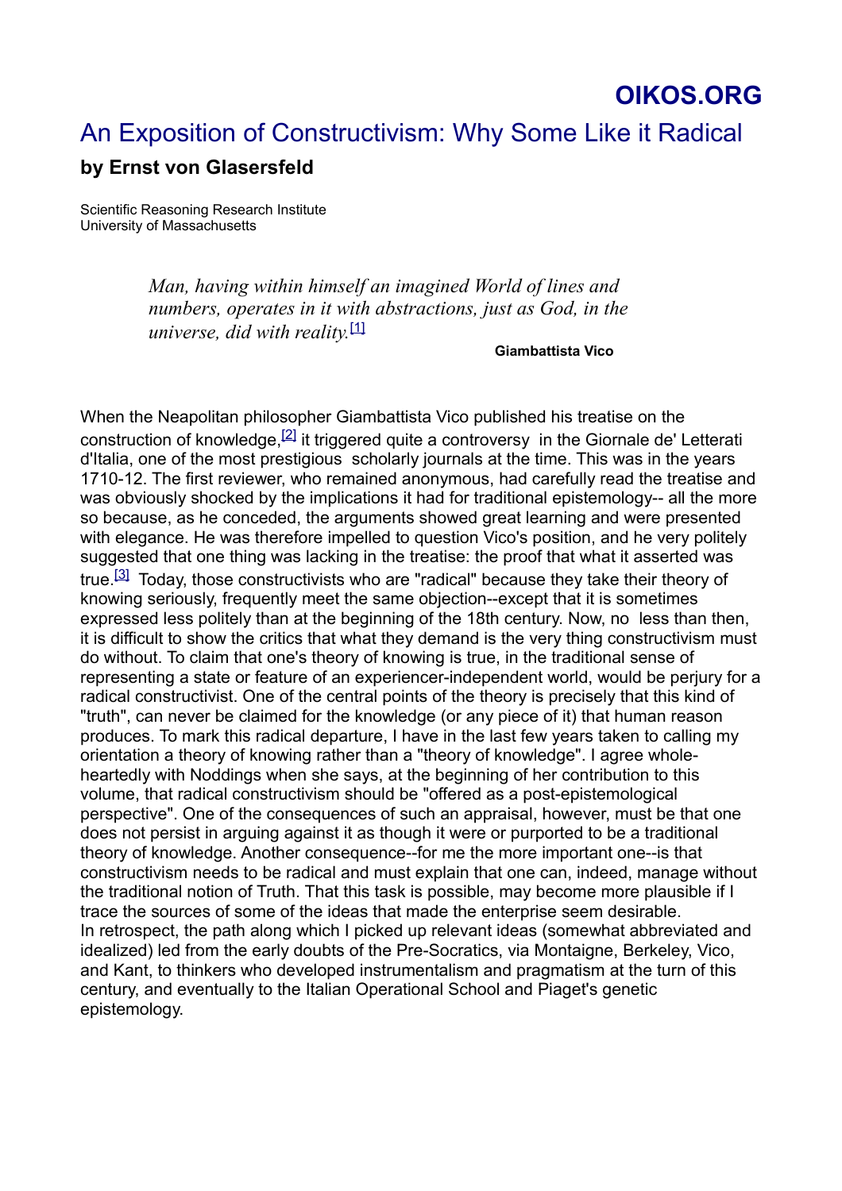**OIKOS.ORG**

# An Exposition of Constructivism: Why Some Like it Radical

**by Ernst von Glasersfeld**

Scientific Reasoning Research Institute
University of Massachusetts

> *Man, having within himself an imagined World of lines and numbers, operates in it with abstractions, just as God, in the universe, did with reality.*[1]
>
> **Giambattista Vico**

When the Neapolitan philosopher Giambattista Vico published his treatise on the construction of knowledge,[2] it triggered quite a controversy in the Giornale de' Letterati d'Italia, one of the most prestigious scholarly journals at the time. This was in the years 1710-12. The first reviewer, who remained anonymous, had carefully read the treatise and was obviously shocked by the implications it had for traditional epistemology-- all the more so because, as he conceded, the arguments showed great learning and were presented with elegance. He was therefore impelled to question Vico's position, and he very politely suggested that one thing was lacking in the treatise: the proof that what it asserted was true.[3] Today, those constructivists who are "radical" because they take their theory of knowing seriously, frequently meet the same objection--except that it is sometimes expressed less politely than at the beginning of the 18th century. Now, no less than then, it is difficult to show the critics that what they demand is the very thing constructivism must do without. To claim that one's theory of knowing is true, in the traditional sense of representing a state or feature of an experiencer-independent world, would be perjury for a radical constructivist. One of the central points of the theory is precisely that this kind of "truth", can never be claimed for the knowledge (or any piece of it) that human reason produces. To mark this radical departure, I have in the last few years taken to calling my orientation a theory of knowing rather than a "theory of knowledge". I agree whole-heartedly with Noddings when she says, at the beginning of her contribution to this volume, that radical constructivism should be "offered as a post-epistemological perspective". One of the consequences of such an appraisal, however, must be that one does not persist in arguing against it as though it were or purported to be a traditional theory of knowledge. Another consequence--for me the more important one--is that constructivism needs to be radical and must explain that one can, indeed, manage without the traditional notion of Truth. That this task is possible, may become more plausible if I trace the sources of some of the ideas that made the enterprise seem desirable.

In retrospect, the path along which I picked up relevant ideas (somewhat abbreviated and idealized) led from the early doubts of the Pre-Socratics, via Montaigne, Berkeley, Vico, and Kant, to thinkers who developed instrumentalism and pragmatism at the turn of this century, and eventually to the Italian Operational School and Piaget's genetic epistemology.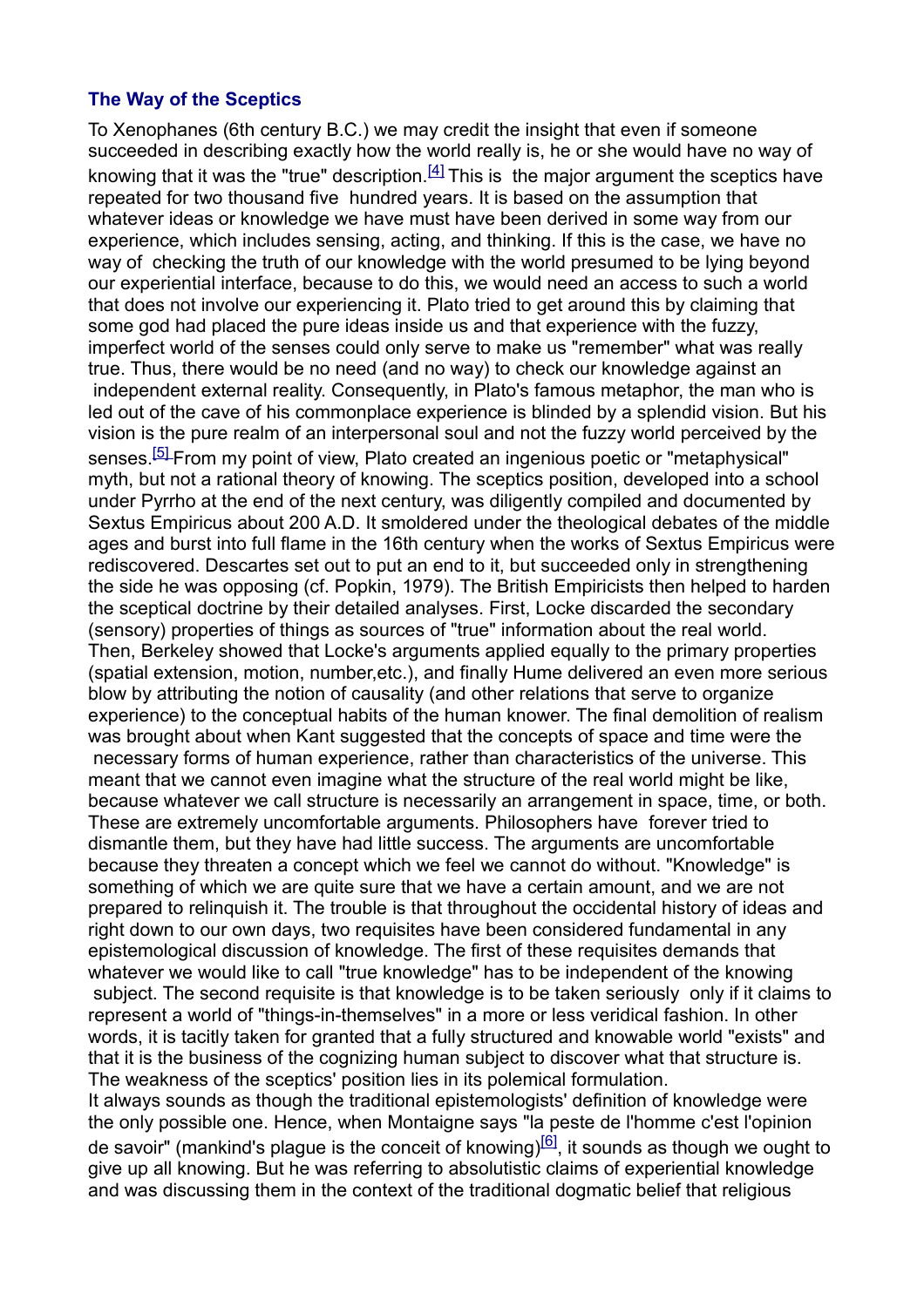### The Way of the Sceptics

To Xenophanes (6th century B.C.) we may credit the insight that even if someone succeeded in describing exactly how the world really is, he or she would have no way of knowing that it was the "true" description.[4] This is the major argument the sceptics have repeated for two thousand five hundred years. It is based on the assumption that whatever ideas or knowledge we have must have been derived in some way from our experience, which includes sensing, acting, and thinking. If this is the case, we have no way of checking the truth of our knowledge with the world presumed to be lying beyond our experiential interface, because to do this, we would need an access to such a world that does not involve our experiencing it. Plato tried to get around this by claiming that some god had placed the pure ideas inside us and that experience with the fuzzy, imperfect world of the senses could only serve to make us "remember" what was really true. Thus, there would be no need (and no way) to check our knowledge against an independent external reality. Consequently, in Plato's famous metaphor, the man who is led out of the cave of his commonplace experience is blinded by a splendid vision. But his vision is the pure realm of an interpersonal soul and not the fuzzy world perceived by the senses.[5] From my point of view, Plato created an ingenious poetic or "metaphysical" myth, but not a rational theory of knowing. The sceptics position, developed into a school under Pyrrho at the end of the next century, was diligently compiled and documented by Sextus Empiricus about 200 A.D. It smoldered under the theological debates of the middle ages and burst into full flame in the 16th century when the works of Sextus Empiricus were rediscovered. Descartes set out to put an end to it, but succeeded only in strengthening the side he was opposing (cf. Popkin, 1979). The British Empiricists then helped to harden the sceptical doctrine by their detailed analyses. First, Locke discarded the secondary (sensory) properties of things as sources of "true" information about the real world. Then, Berkeley showed that Locke's arguments applied equally to the primary properties (spatial extension, motion, number,etc.), and finally Hume delivered an even more serious blow by attributing the notion of causality (and other relations that serve to organize experience) to the conceptual habits of the human knower. The final demolition of realism was brought about when Kant suggested that the concepts of space and time were the necessary forms of human experience, rather than characteristics of the universe. This meant that we cannot even imagine what the structure of the real world might be like, because whatever we call structure is necessarily an arrangement in space, time, or both. These are extremely uncomfortable arguments. Philosophers have forever tried to dismantle them, but they have had little success. The arguments are uncomfortable because they threaten a concept which we feel we cannot do without. "Knowledge" is something of which we are quite sure that we have a certain amount, and we are not prepared to relinquish it. The trouble is that throughout the occidental history of ideas and right down to our own days, two requisites have been considered fundamental in any epistemological discussion of knowledge. The first of these requisites demands that whatever we would like to call "true knowledge" has to be independent of the knowing subject. The second requisite is that knowledge is to be taken seriously only if it claims to represent a world of "things-in-themselves" in a more or less veridical fashion. In other words, it is tacitly taken for granted that a fully structured and knowable world "exists" and that it is the business of the cognizing human subject to discover what that structure is. The weakness of the sceptics' position lies in its polemical formulation.

It always sounds as though the traditional epistemologists' definition of knowledge were the only possible one. Hence, when Montaigne says "la peste de l'homme c'est l'opinion de savoir" (mankind's plague is the conceit of knowing)[6], it sounds as though we ought to give up all knowing. But he was referring to absolutistic claims of experiential knowledge and was discussing them in the context of the traditional dogmatic belief that religious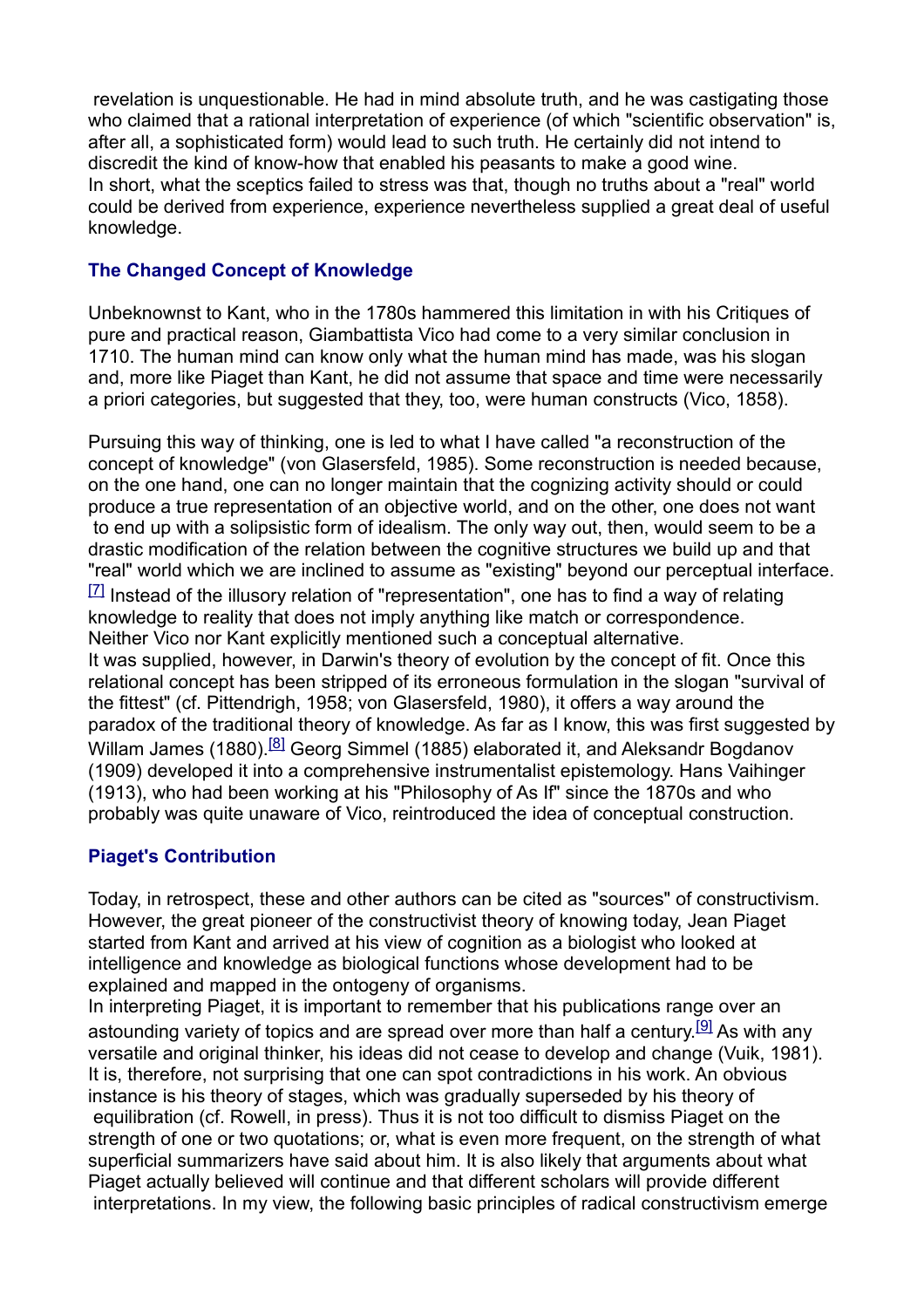revelation is unquestionable. He had in mind absolute truth, and he was castigating those who claimed that a rational interpretation of experience (of which "scientific observation" is, after all, a sophisticated form) would lead to such truth. He certainly did not intend to discredit the kind of know-how that enabled his peasants to make a good wine.
In short, what the sceptics failed to stress was that, though no truths about a "real" world could be derived from experience, experience nevertheless supplied a great deal of useful knowledge.

### The Changed Concept of Knowledge

Unbeknownst to Kant, who in the 1780s hammered this limitation in with his Critiques of pure and practical reason, Giambattista Vico had come to a very similar conclusion in 1710. The human mind can know only what the human mind has made, was his slogan and, more like Piaget than Kant, he did not assume that space and time were necessarily a priori categories, but suggested that they, too, were human constructs (Vico, 1858).

Pursuing this way of thinking, one is led to what I have called "a reconstruction of the concept of knowledge" (von Glasersfeld, 1985). Some reconstruction is needed because, on the one hand, one can no longer maintain that the cognizing activity should or could produce a true representation of an objective world, and on the other, one does not want to end up with a solipsistic form of idealism. The only way out, then, would seem to be a drastic modification of the relation between the cognitive structures we build up and that "real" world which we are inclined to assume as "existing" beyond our perceptual interface.[7] Instead of the illusory relation of "representation", one has to find a way of relating knowledge to reality that does not imply anything like match or correspondence.
Neither Vico nor Kant explicitly mentioned such a conceptual alternative.
It was supplied, however, in Darwin's theory of evolution by the concept of fit. Once this relational concept has been stripped of its erroneous formulation in the slogan "survival of the fittest" (cf. Pittendrigh, 1958; von Glasersfeld, 1980), it offers a way around the paradox of the traditional theory of knowledge. As far as I know, this was first suggested by Willam James (1880).[8] Georg Simmel (1885) elaborated it, and Aleksandr Bogdanov (1909) developed it into a comprehensive instrumentalist epistemology. Hans Vaihinger (1913), who had been working at his "Philosophy of As If" since the 1870s and who probably was quite unaware of Vico, reintroduced the idea of conceptual construction.

### Piaget's Contribution

Today, in retrospect, these and other authors can be cited as "sources" of constructivism. However, the great pioneer of the constructivist theory of knowing today, Jean Piaget started from Kant and arrived at his view of cognition as a biologist who looked at intelligence and knowledge as biological functions whose development had to be explained and mapped in the ontogeny of organisms.
In interpreting Piaget, it is important to remember that his publications range over an astounding variety of topics and are spread over more than half a century.[9] As with any versatile and original thinker, his ideas did not cease to develop and change (Vuik, 1981). It is, therefore, not surprising that one can spot contradictions in his work. An obvious instance is his theory of stages, which was gradually superseded by his theory of equilibration (cf. Rowell, in press). Thus it is not too difficult to dismiss Piaget on the strength of one or two quotations; or, what is even more frequent, on the strength of what superficial summarizers have said about him. It is also likely that arguments about what Piaget actually believed will continue and that different scholars will provide different interpretations. In my view, the following basic principles of radical constructivism emerge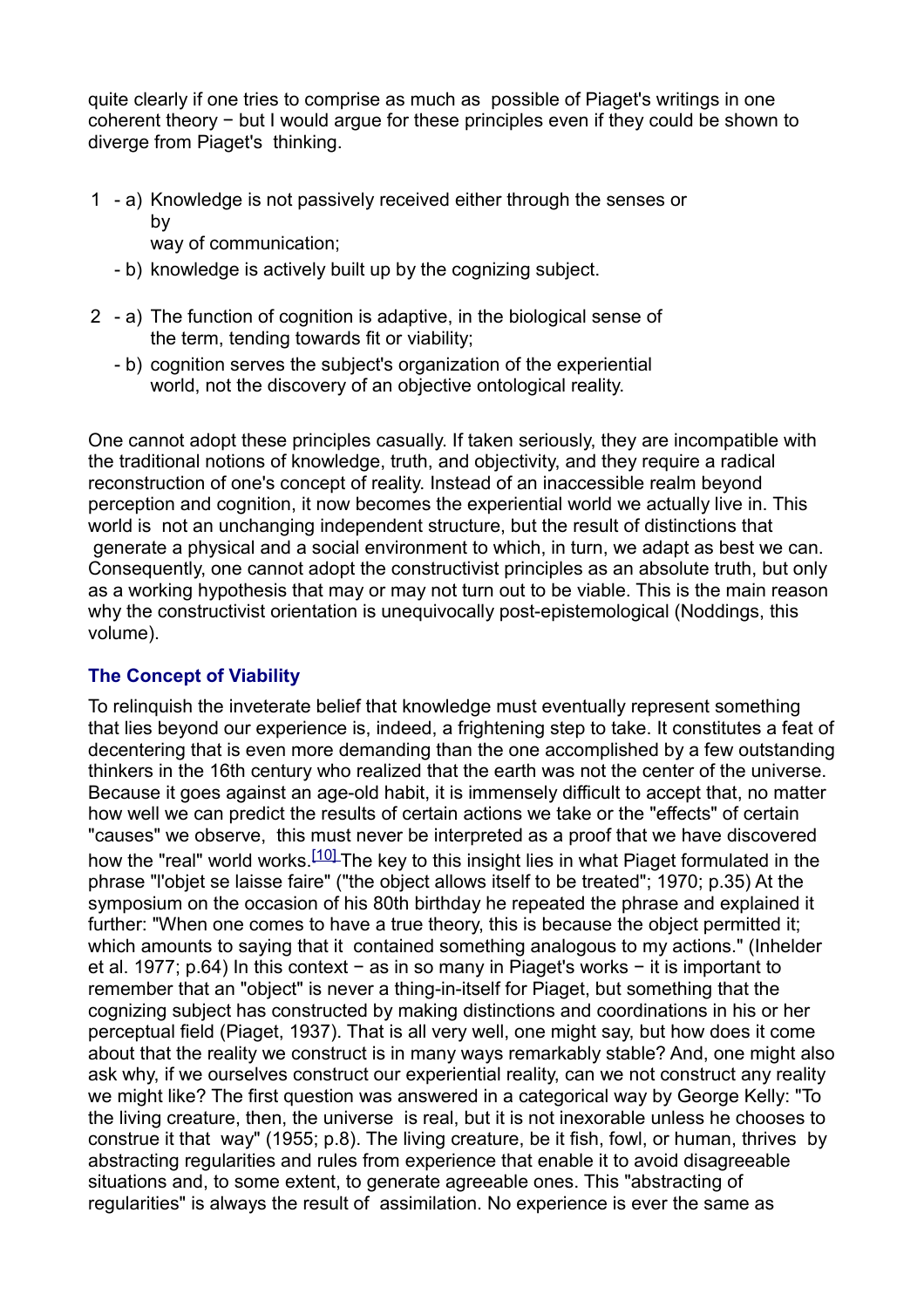quite clearly if one tries to comprise as much as possible of Piaget's writings in one coherent theory − but I would argue for these principles even if they could be shown to diverge from Piaget's thinking.

1 - a) Knowledge is not passively received either through the senses or by way of communication;
  - b) knowledge is actively built up by the cognizing subject.

2 - a) The function of cognition is adaptive, in the biological sense of the term, tending towards fit or viability;
  - b) cognition serves the subject's organization of the experiential world, not the discovery of an objective ontological reality.

One cannot adopt these principles casually. If taken seriously, they are incompatible with the traditional notions of knowledge, truth, and objectivity, and they require a radical reconstruction of one's concept of reality. Instead of an inaccessible realm beyond perception and cognition, it now becomes the experiential world we actually live in. This world is not an unchanging independent structure, but the result of distinctions that generate a physical and a social environment to which, in turn, we adapt as best we can. Consequently, one cannot adopt the constructivist principles as an absolute truth, but only as a working hypothesis that may or may not turn out to be viable. This is the main reason why the constructivist orientation is unequivocally post-epistemological (Noddings, this volume).

### The Concept of Viability

To relinquish the inveterate belief that knowledge must eventually represent something that lies beyond our experience is, indeed, a frightening step to take. It constitutes a feat of decentering that is even more demanding than the one accomplished by a few outstanding thinkers in the 16th century who realized that the earth was not the center of the universe. Because it goes against an age-old habit, it is immensely difficult to accept that, no matter how well we can predict the results of certain actions we take or the "effects" of certain "causes" we observe, this must never be interpreted as a proof that we have discovered how the "real" world works.[10] The key to this insight lies in what Piaget formulated in the phrase "l'objet se laisse faire" ("the object allows itself to be treated"; 1970; p.35) At the symposium on the occasion of his 80th birthday he repeated the phrase and explained it further: "When one comes to have a true theory, this is because the object permitted it; which amounts to saying that it contained something analogous to my actions." (Inhelder et al. 1977; p.64) In this context − as in so many in Piaget's works − it is important to remember that an "object" is never a thing-in-itself for Piaget, but something that the cognizing subject has constructed by making distinctions and coordinations in his or her perceptual field (Piaget, 1937). That is all very well, one might say, but how does it come about that the reality we construct is in many ways remarkably stable? And, one might also ask why, if we ourselves construct our experiential reality, can we not construct any reality we might like? The first question was answered in a categorical way by George Kelly: "To the living creature, then, the universe is real, but it is not inexorable unless he chooses to construe it that way" (1955; p.8). The living creature, be it fish, fowl, or human, thrives by abstracting regularities and rules from experience that enable it to avoid disagreeable situations and, to some extent, to generate agreeable ones. This "abstracting of regularities" is always the result of assimilation. No experience is ever the same as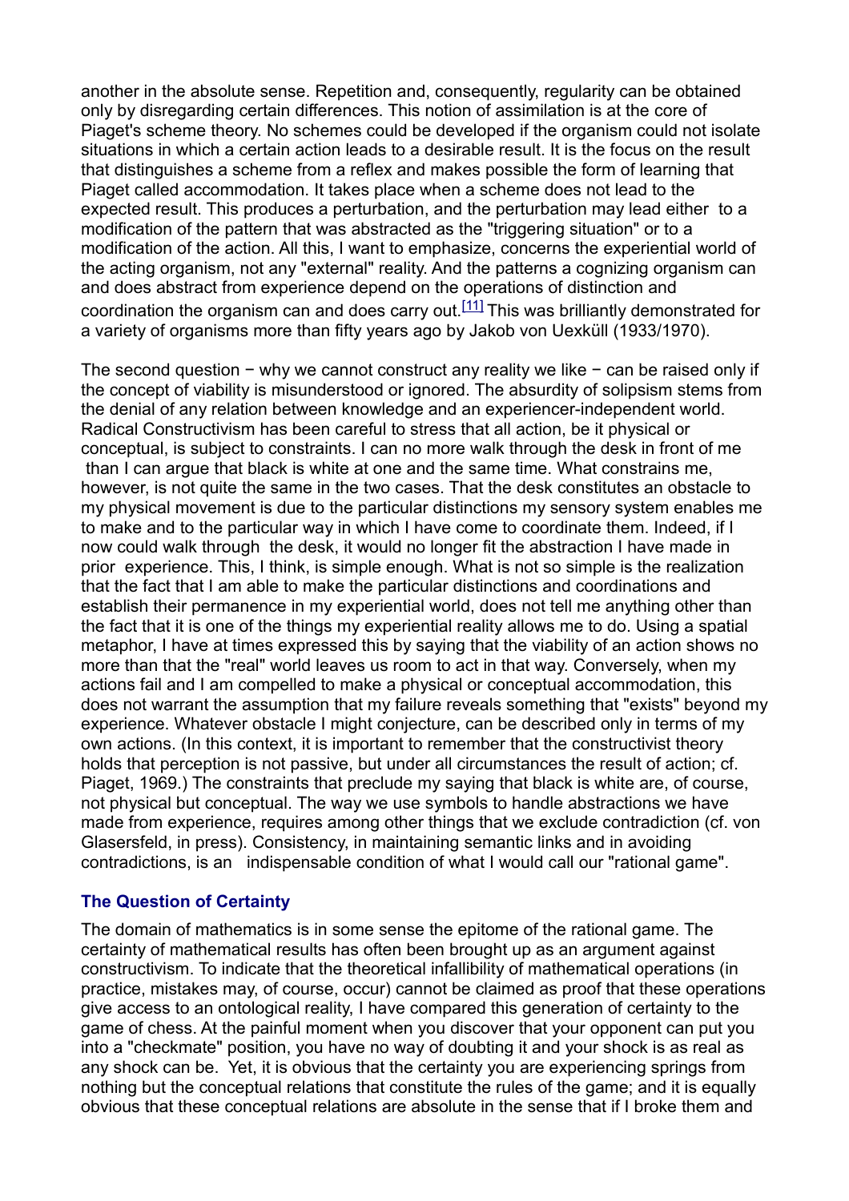another in the absolute sense. Repetition and, consequently, regularity can be obtained only by disregarding certain differences. This notion of assimilation is at the core of Piaget's scheme theory. No schemes could be developed if the organism could not isolate situations in which a certain action leads to a desirable result. It is the focus on the result that distinguishes a scheme from a reflex and makes possible the form of learning that Piaget called accommodation. It takes place when a scheme does not lead to the expected result. This produces a perturbation, and the perturbation may lead either to a modification of the pattern that was abstracted as the "triggering situation" or to a modification of the action. All this, I want to emphasize, concerns the experiential world of the acting organism, not any "external" reality. And the patterns a cognizing organism can and does abstract from experience depend on the operations of distinction and coordination the organism can and does carry out.[11] This was brilliantly demonstrated for a variety of organisms more than fifty years ago by Jakob von Uexküll (1933/1970).

The second question − why we cannot construct any reality we like − can be raised only if the concept of viability is misunderstood or ignored. The absurdity of solipsism stems from the denial of any relation between knowledge and an experiencer-independent world. Radical Constructivism has been careful to stress that all action, be it physical or conceptual, is subject to constraints. I can no more walk through the desk in front of me than I can argue that black is white at one and the same time. What constrains me, however, is not quite the same in the two cases. That the desk constitutes an obstacle to my physical movement is due to the particular distinctions my sensory system enables me to make and to the particular way in which I have come to coordinate them. Indeed, if I now could walk through the desk, it would no longer fit the abstraction I have made in prior experience. This, I think, is simple enough. What is not so simple is the realization that the fact that I am able to make the particular distinctions and coordinations and establish their permanence in my experiential world, does not tell me anything other than the fact that it is one of the things my experiential reality allows me to do. Using a spatial metaphor, I have at times expressed this by saying that the viability of an action shows no more than that the "real" world leaves us room to act in that way. Conversely, when my actions fail and I am compelled to make a physical or conceptual accommodation, this does not warrant the assumption that my failure reveals something that "exists" beyond my experience. Whatever obstacle I might conjecture, can be described only in terms of my own actions. (In this context, it is important to remember that the constructivist theory holds that perception is not passive, but under all circumstances the result of action; cf. Piaget, 1969.) The constraints that preclude my saying that black is white are, of course, not physical but conceptual. The way we use symbols to handle abstractions we have made from experience, requires among other things that we exclude contradiction (cf. von Glasersfeld, in press). Consistency, in maintaining semantic links and in avoiding contradictions, is an indispensable condition of what I would call our "rational game".

### The Question of Certainty

The domain of mathematics is in some sense the epitome of the rational game. The certainty of mathematical results has often been brought up as an argument against constructivism. To indicate that the theoretical infallibility of mathematical operations (in practice, mistakes may, of course, occur) cannot be claimed as proof that these operations give access to an ontological reality, I have compared this generation of certainty to the game of chess. At the painful moment when you discover that your opponent can put you into a "checkmate" position, you have no way of doubting it and your shock is as real as any shock can be. Yet, it is obvious that the certainty you are experiencing springs from nothing but the conceptual relations that constitute the rules of the game; and it is equally obvious that these conceptual relations are absolute in the sense that if I broke them and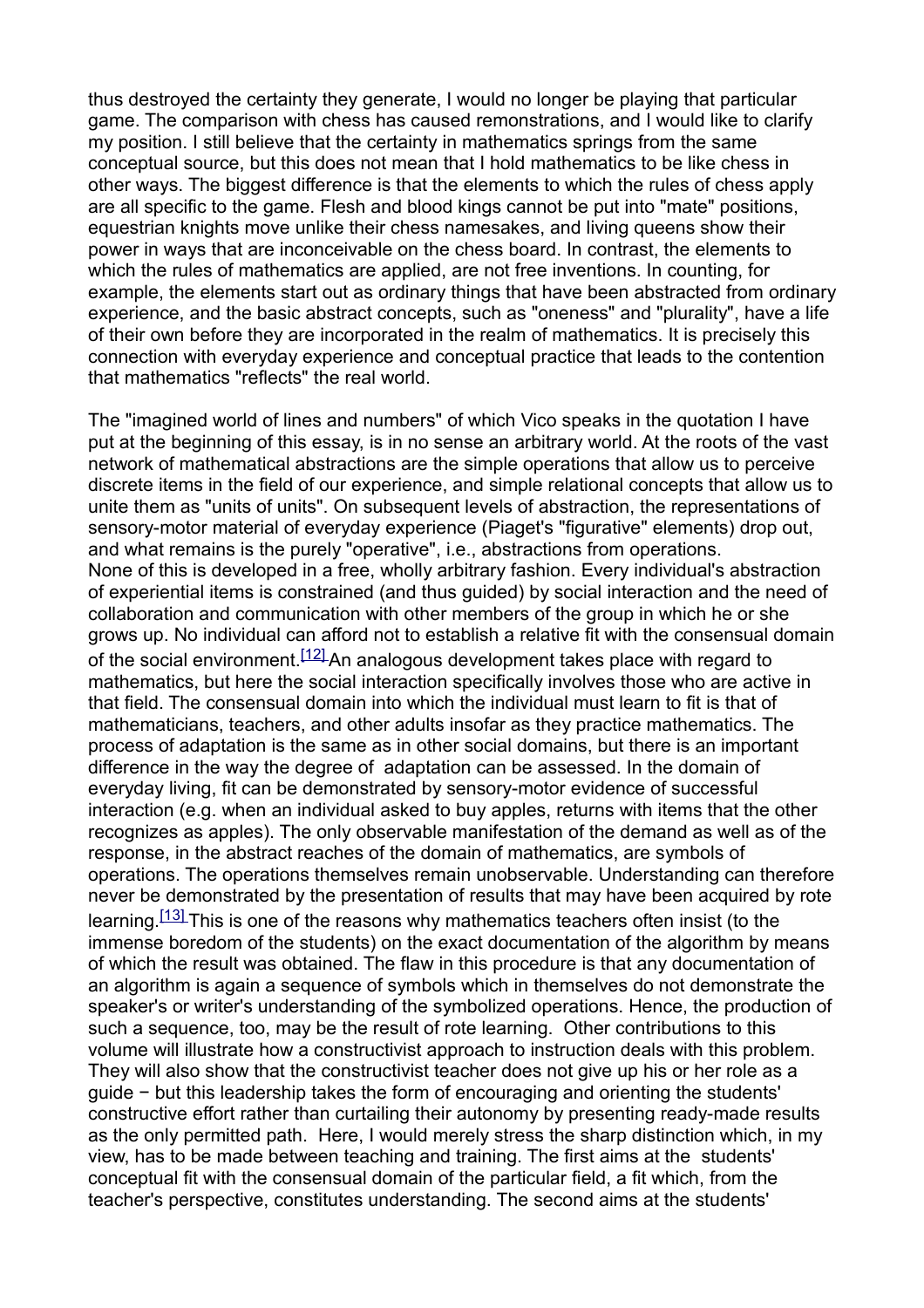thus destroyed the certainty they generate, I would no longer be playing that particular game. The comparison with chess has caused remonstrations, and I would like to clarify my position. I still believe that the certainty in mathematics springs from the same conceptual source, but this does not mean that I hold mathematics to be like chess in other ways. The biggest difference is that the elements to which the rules of chess apply are all specific to the game. Flesh and blood kings cannot be put into "mate" positions, equestrian knights move unlike their chess namesakes, and living queens show their power in ways that are inconceivable on the chess board. In contrast, the elements to which the rules of mathematics are applied, are not free inventions. In counting, for example, the elements start out as ordinary things that have been abstracted from ordinary experience, and the basic abstract concepts, such as "oneness" and "plurality", have a life of their own before they are incorporated in the realm of mathematics. It is precisely this connection with everyday experience and conceptual practice that leads to the contention that mathematics "reflects" the real world.

The "imagined world of lines and numbers" of which Vico speaks in the quotation I have put at the beginning of this essay, is in no sense an arbitrary world. At the roots of the vast network of mathematical abstractions are the simple operations that allow us to perceive discrete items in the field of our experience, and simple relational concepts that allow us to unite them as "units of units". On subsequent levels of abstraction, the representations of sensory-motor material of everyday experience (Piaget's "figurative" elements) drop out, and what remains is the purely "operative", i.e., abstractions from operations.
None of this is developed in a free, wholly arbitrary fashion. Every individual's abstraction of experiential items is constrained (and thus guided) by social interaction and the need of collaboration and communication with other members of the group in which he or she grows up. No individual can afford not to establish a relative fit with the consensual domain of the social environment.[12] An analogous development takes place with regard to mathematics, but here the social interaction specifically involves those who are active in that field. The consensual domain into which the individual must learn to fit is that of mathematicians, teachers, and other adults insofar as they practice mathematics. The process of adaptation is the same as in other social domains, but there is an important difference in the way the degree of adaptation can be assessed. In the domain of everyday living, fit can be demonstrated by sensory-motor evidence of successful interaction (e.g. when an individual asked to buy apples, returns with items that the other recognizes as apples). The only observable manifestation of the demand as well as of the response, in the abstract reaches of the domain of mathematics, are symbols of operations. The operations themselves remain unobservable. Understanding can therefore never be demonstrated by the presentation of results that may have been acquired by rote learning.[13] This is one of the reasons why mathematics teachers often insist (to the immense boredom of the students) on the exact documentation of the algorithm by means of which the result was obtained. The flaw in this procedure is that any documentation of an algorithm is again a sequence of symbols which in themselves do not demonstrate the speaker's or writer's understanding of the symbolized operations. Hence, the production of such a sequence, too, may be the result of rote learning. Other contributions to this volume will illustrate how a constructivist approach to instruction deals with this problem. They will also show that the constructivist teacher does not give up his or her role as a guide − but this leadership takes the form of encouraging and orienting the students' constructive effort rather than curtailing their autonomy by presenting ready-made results as the only permitted path. Here, I would merely stress the sharp distinction which, in my view, has to be made between teaching and training. The first aims at the students' conceptual fit with the consensual domain of the particular field, a fit which, from the teacher's perspective, constitutes understanding. The second aims at the students'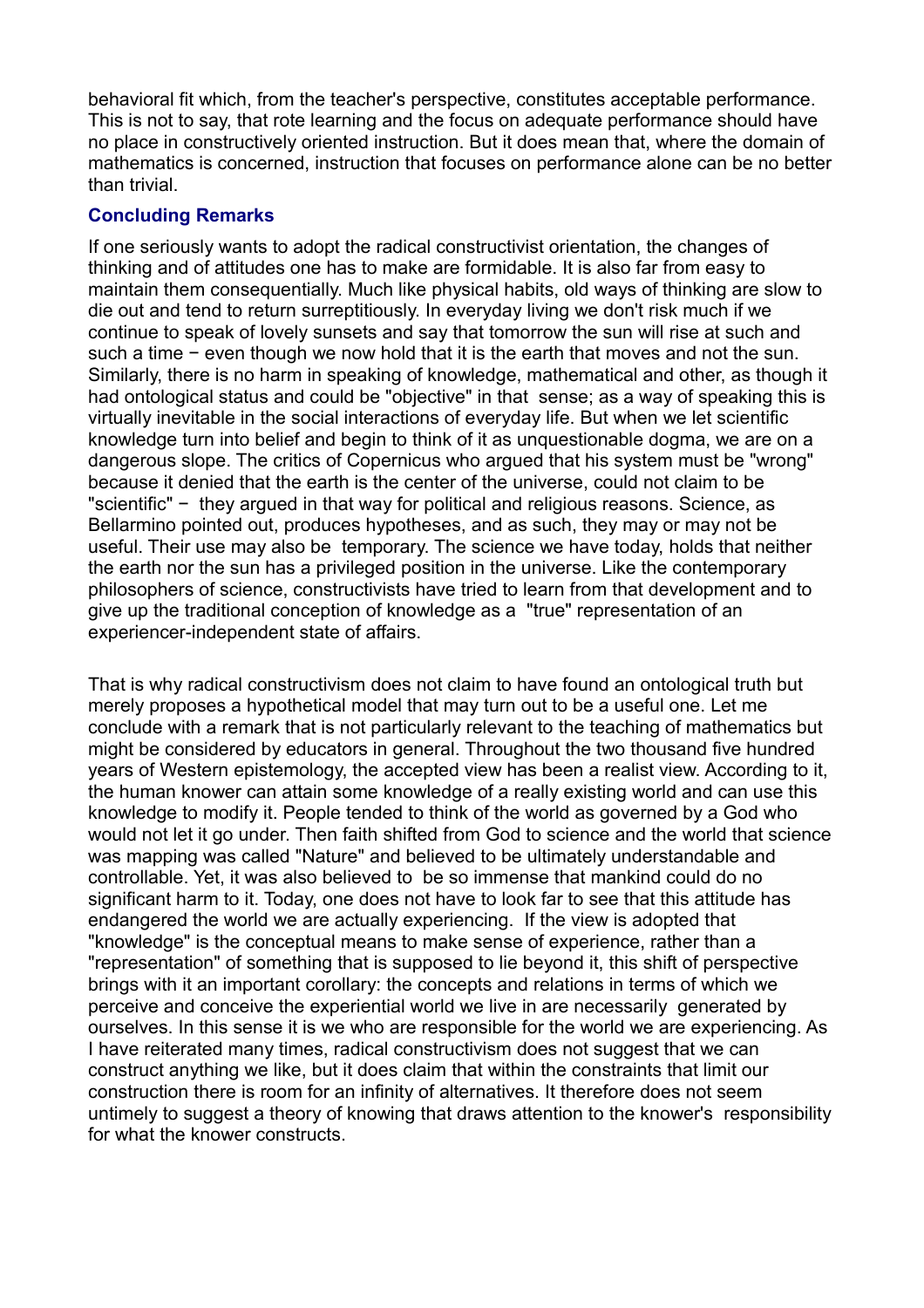behavioral fit which, from the teacher's perspective, constitutes acceptable performance. This is not to say, that rote learning and the focus on adequate performance should have no place in constructively oriented instruction. But it does mean that, where the domain of mathematics is concerned, instruction that focuses on performance alone can be no better than trivial.

### Concluding Remarks

If one seriously wants to adopt the radical constructivist orientation, the changes of thinking and of attitudes one has to make are formidable. It is also far from easy to maintain them consequentially. Much like physical habits, old ways of thinking are slow to die out and tend to return surreptitiously. In everyday living we don't risk much if we continue to speak of lovely sunsets and say that tomorrow the sun will rise at such and such a time − even though we now hold that it is the earth that moves and not the sun. Similarly, there is no harm in speaking of knowledge, mathematical and other, as though it had ontological status and could be "objective" in that sense; as a way of speaking this is virtually inevitable in the social interactions of everyday life. But when we let scientific knowledge turn into belief and begin to think of it as unquestionable dogma, we are on a dangerous slope. The critics of Copernicus who argued that his system must be "wrong" because it denied that the earth is the center of the universe, could not claim to be "scientific" − they argued in that way for political and religious reasons. Science, as Bellarmino pointed out, produces hypotheses, and as such, they may or may not be useful. Their use may also be temporary. The science we have today, holds that neither the earth nor the sun has a privileged position in the universe. Like the contemporary philosophers of science, constructivists have tried to learn from that development and to give up the traditional conception of knowledge as a "true" representation of an experiencer-independent state of affairs.

That is why radical constructivism does not claim to have found an ontological truth but merely proposes a hypothetical model that may turn out to be a useful one. Let me conclude with a remark that is not particularly relevant to the teaching of mathematics but might be considered by educators in general. Throughout the two thousand five hundred years of Western epistemology, the accepted view has been a realist view. According to it, the human knower can attain some knowledge of a really existing world and can use this knowledge to modify it. People tended to think of the world as governed by a God who would not let it go under. Then faith shifted from God to science and the world that science was mapping was called "Nature" and believed to be ultimately understandable and controllable. Yet, it was also believed to be so immense that mankind could do no significant harm to it. Today, one does not have to look far to see that this attitude has endangered the world we are actually experiencing. If the view is adopted that "knowledge" is the conceptual means to make sense of experience, rather than a "representation" of something that is supposed to lie beyond it, this shift of perspective brings with it an important corollary: the concepts and relations in terms of which we perceive and conceive the experiential world we live in are necessarily generated by ourselves. In this sense it is we who are responsible for the world we are experiencing. As I have reiterated many times, radical constructivism does not suggest that we can construct anything we like, but it does claim that within the constraints that limit our construction there is room for an infinity of alternatives. It therefore does not seem untimely to suggest a theory of knowing that draws attention to the knower's responsibility for what the knower constructs.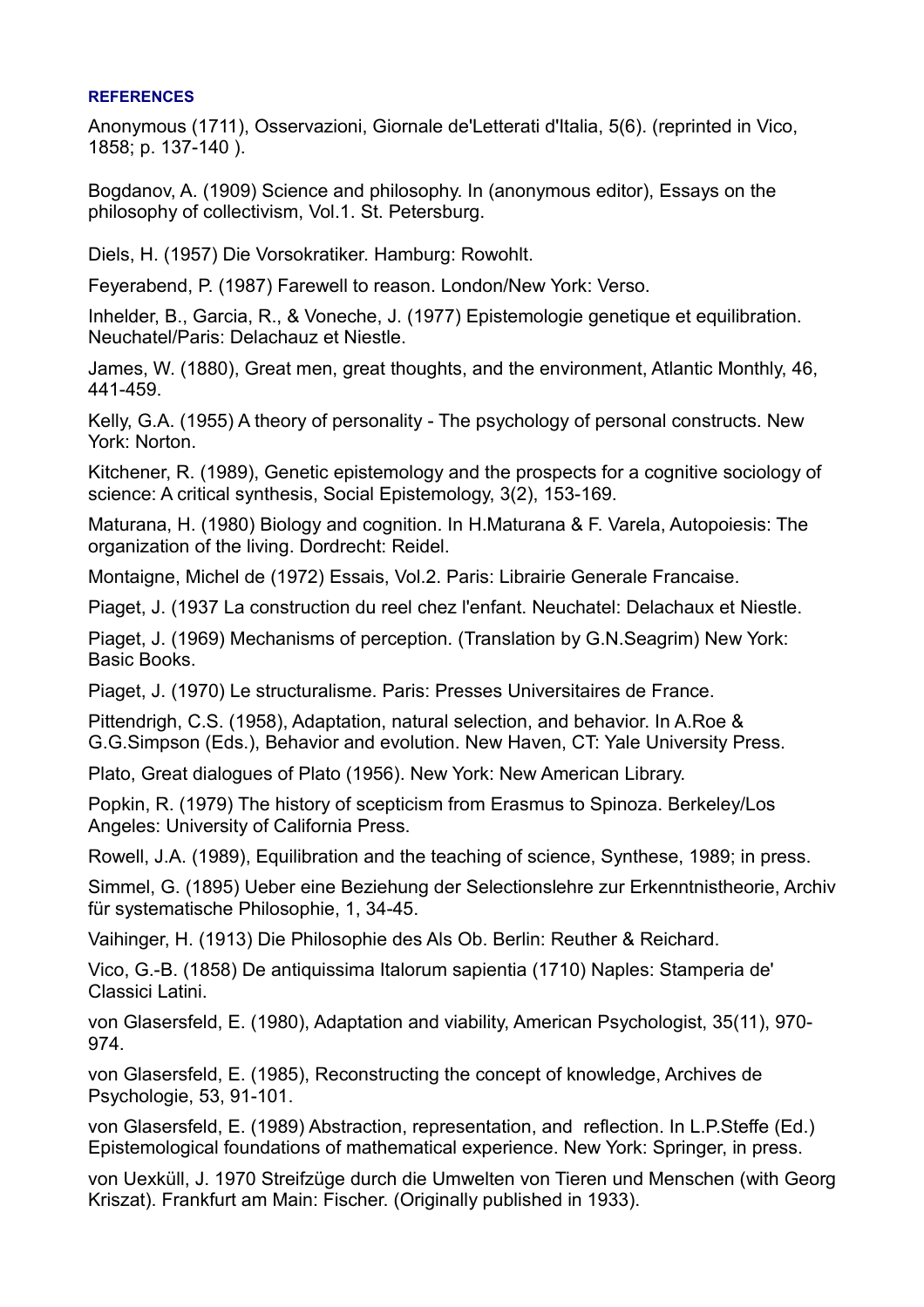### REFERENCES

Anonymous (1711), Osservazioni, Giornale de'Letterati d'Italia, 5(6). (reprinted in Vico, 1858; p. 137-140 ).

Bogdanov, A. (1909) Science and philosophy. In (anonymous editor), Essays on the philosophy of collectivism, Vol.1. St. Petersburg.

Diels, H. (1957) Die Vorsokratiker. Hamburg: Rowohlt.

Feyerabend, P. (1987) Farewell to reason. London/New York: Verso.

Inhelder, B., Garcia, R., & Voneche, J. (1977) Epistemologie genetique et equilibration. Neuchatel/Paris: Delachauz et Niestle.

James, W. (1880), Great men, great thoughts, and the environment, Atlantic Monthly, 46, 441-459.

Kelly, G.A. (1955) A theory of personality - The psychology of personal constructs. New York: Norton.

Kitchener, R. (1989), Genetic epistemology and the prospects for a cognitive sociology of science: A critical synthesis, Social Epistemology, 3(2), 153-169.

Maturana, H. (1980) Biology and cognition. In H.Maturana & F. Varela, Autopoiesis: The organization of the living. Dordrecht: Reidel.

Montaigne, Michel de (1972) Essais, Vol.2. Paris: Librairie Generale Francaise.

Piaget, J. (1937 La construction du reel chez l'enfant. Neuchatel: Delachaux et Niestle.

Piaget, J. (1969) Mechanisms of perception. (Translation by G.N.Seagrim) New York: Basic Books.

Piaget, J. (1970) Le structuralisme. Paris: Presses Universitaires de France.

Pittendrigh, C.S. (1958), Adaptation, natural selection, and behavior. In A.Roe & G.G.Simpson (Eds.), Behavior and evolution. New Haven, CT: Yale University Press.

Plato, Great dialogues of Plato (1956). New York: New American Library.

Popkin, R. (1979) The history of scepticism from Erasmus to Spinoza. Berkeley/Los Angeles: University of California Press.

Rowell, J.A. (1989), Equilibration and the teaching of science, Synthese, 1989; in press.

Simmel, G. (1895) Ueber eine Beziehung der Selectionslehre zur Erkenntnistheorie, Archiv für systematische Philosophie, 1, 34-45.

Vaihinger, H. (1913) Die Philosophie des Als Ob. Berlin: Reuther & Reichard.

Vico, G.-B. (1858) De antiquissima Italorum sapientia (1710) Naples: Stamperia de' Classici Latini.

von Glasersfeld, E. (1980), Adaptation and viability, American Psychologist, 35(11), 970-974.

von Glasersfeld, E. (1985), Reconstructing the concept of knowledge, Archives de Psychologie, 53, 91-101.

von Glasersfeld, E. (1989) Abstraction, representation, and reflection. In L.P.Steffe (Ed.) Epistemological foundations of mathematical experience. New York: Springer, in press.

von Uexküll, J. 1970 Streifzüge durch die Umwelten von Tieren und Menschen (with Georg Kriszat). Frankfurt am Main: Fischer. (Originally published in 1933).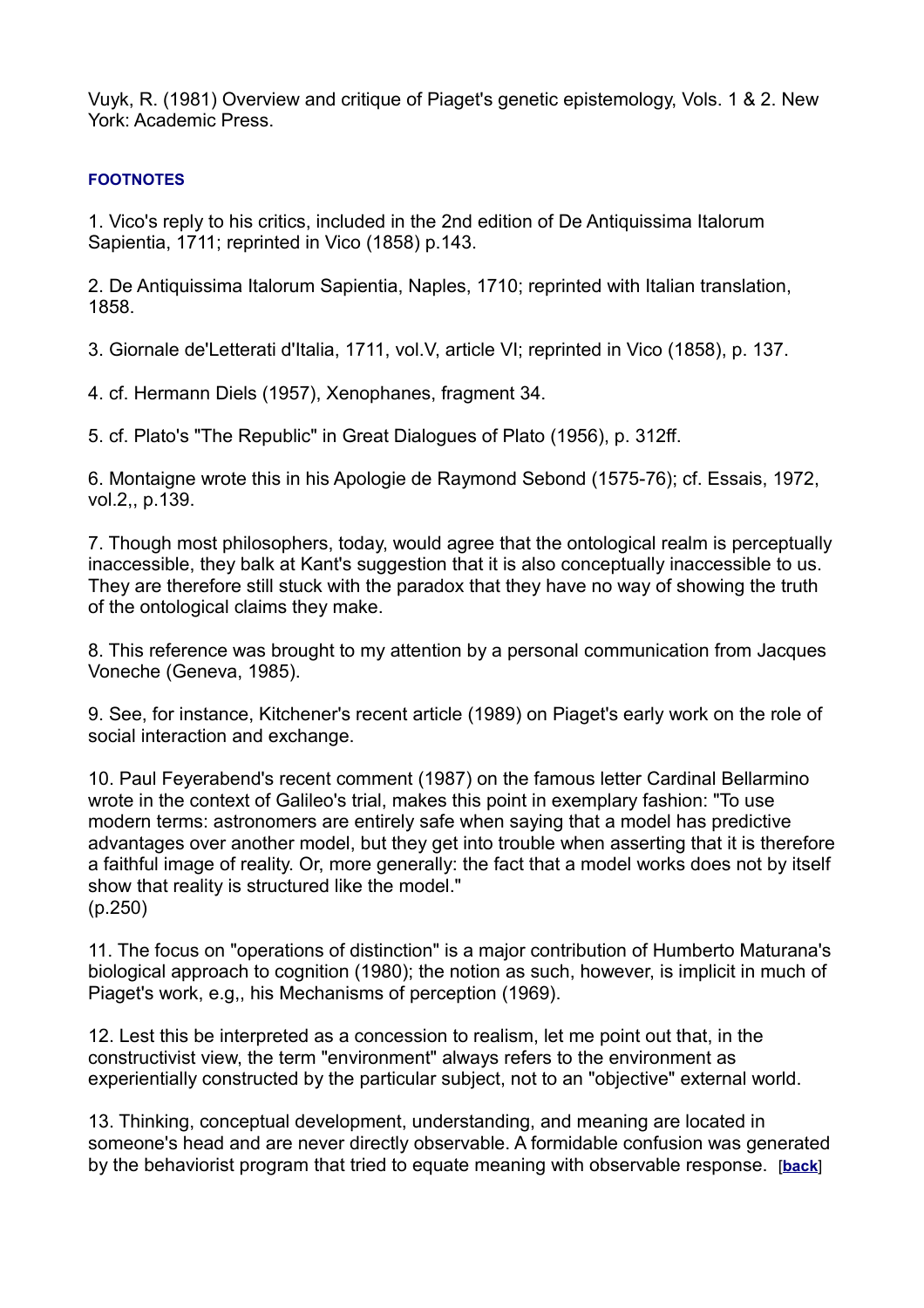Vuyk, R. (1981) Overview and critique of Piaget's genetic epistemology, Vols. 1 & 2. New York: Academic Press.

### FOOTNOTES

1. Vico's reply to his critics, included in the 2nd edition of De Antiquissima Italorum Sapientia, 1711; reprinted in Vico (1858) p.143.

2. De Antiquissima Italorum Sapientia, Naples, 1710; reprinted with Italian translation, 1858.

3. Giornale de'Letterati d'Italia, 1711, vol.V, article VI; reprinted in Vico (1858), p. 137.

4. cf. Hermann Diels (1957), Xenophanes, fragment 34.

5. cf. Plato's "The Republic" in Great Dialogues of Plato (1956), p. 312ff.

6. Montaigne wrote this in his Apologie de Raymond Sebond (1575-76); cf. Essais, 1972, vol.2,, p.139.

7. Though most philosophers, today, would agree that the ontological realm is perceptually inaccessible, they balk at Kant's suggestion that it is also conceptually inaccessible to us. They are therefore still stuck with the paradox that they have no way of showing the truth of the ontological claims they make.

8. This reference was brought to my attention by a personal communication from Jacques Voneche (Geneva, 1985).

9. See, for instance, Kitchener's recent article (1989) on Piaget's early work on the role of social interaction and exchange.

10. Paul Feyerabend's recent comment (1987) on the famous letter Cardinal Bellarmino wrote in the context of Galileo's trial, makes this point in exemplary fashion: "To use modern terms: astronomers are entirely safe when saying that a model has predictive advantages over another model, but they get into trouble when asserting that it is therefore a faithful image of reality. Or, more generally: the fact that a model works does not by itself show that reality is structured like the model." (p.250)

11. The focus on "operations of distinction" is a major contribution of Humberto Maturana's biological approach to cognition (1980); the notion as such, however, is implicit in much of Piaget's work, e.g,, his Mechanisms of perception (1969).

12. Lest this be interpreted as a concession to realism, let me point out that, in the constructivist view, the term "environment" always refers to the environment as experientially constructed by the particular subject, not to an "objective" external world.

13. Thinking, conceptual development, understanding, and meaning are located in someone's head and are never directly observable. A formidable confusion was generated by the behaviorist program that tried to equate meaning with observable response. [**back**]